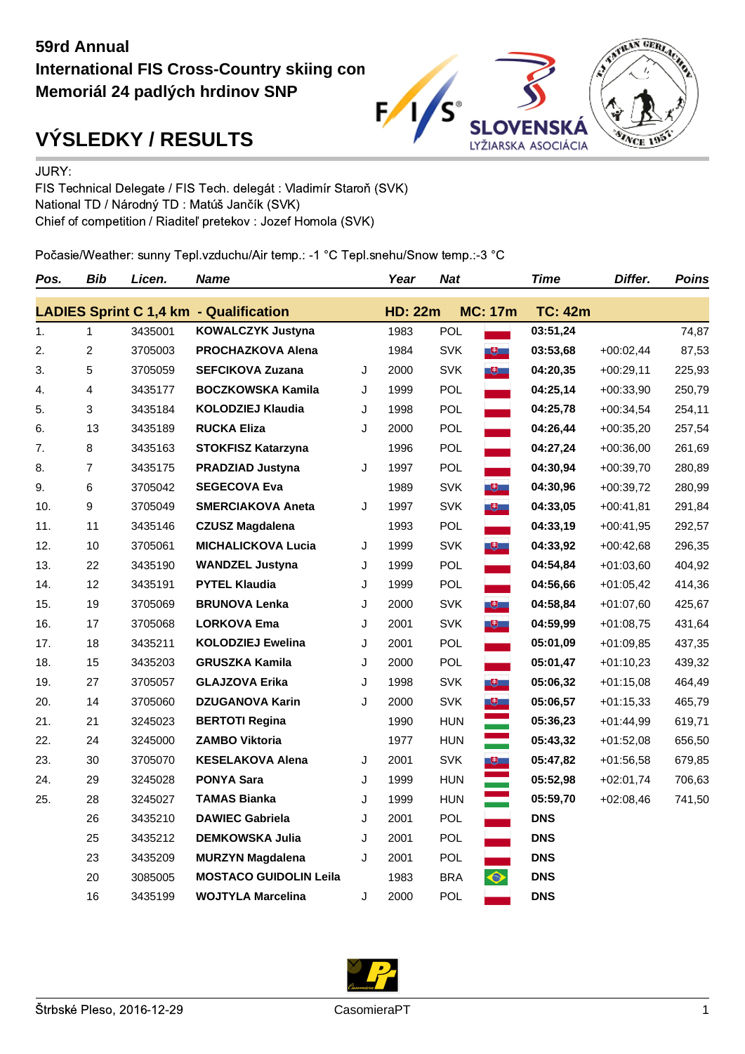59rd Annual
International FIS Cross-Country skiing con
Memoriál 24 padlých hrdinov SNP

# VÝSLEDKY / RESULTS

JURY:
FIS Technical Delegate / FIS Tech. delegát : Vladimír Staroň (SVK)
National TD / Národný TD : Matúš Jančík (SVK)
Chief of competition / Riaditeľ pretekov : Jozef Homola (SVK)

Počasie/Weather: sunny Tepl.vzduchu/Air temp.: -1 °C Tepl.snehu/Snow temp.:-3 °C

| Pos. | Bib | Licen. | Name | | Year | Nat | Time | Differ. | Poins |
|---|---|---|---|---|---|---|---|---|---|
| **LADIES Sprint C 1,4 km - Qualification** | | | | | **HD: 22m** | **MC: 17m** | **TC: 42m** | | |
| 1. | 1 | 3435001 | **KOWALCZYK Justyna** | | 1983 | POL | **03:51,24** | | 74,87 |
| 2. | 2 | 3705003 | **PROCHAZKOVA Alena** | | 1984 | SVK | **03:53,68** | +00:02,44 | 87,53 |
| 3. | 5 | 3705059 | **SEFCIKOVA Zuzana** | J | 2000 | SVK | **04:20,35** | +00:29,11 | 225,93 |
| 4. | 4 | 3435177 | **BOCZKOWSKA Kamila** | J | 1999 | POL | **04:25,14** | +00:33,90 | 250,79 |
| 5. | 3 | 3435184 | **KOLODZIEJ Klaudia** | J | 1998 | POL | **04:25,78** | +00:34,54 | 254,11 |
| 6. | 13 | 3435189 | **RUCKA Eliza** | J | 2000 | POL | **04:26,44** | +00:35,20 | 257,54 |
| 7. | 8 | 3435163 | **STOKFISZ Katarzyna** | | 1996 | POL | **04:27,24** | +00:36,00 | 261,69 |
| 8. | 7 | 3435175 | **PRADZIAD Justyna** | J | 1997 | POL | **04:30,94** | +00:39,70 | 280,89 |
| 9. | 6 | 3705042 | **SEGECOVA Eva** | | 1989 | SVK | **04:30,96** | +00:39,72 | 280,99 |
| 10. | 9 | 3705049 | **SMERCIAKOVA Aneta** | J | 1997 | SVK | **04:33,05** | +00:41,81 | 291,84 |
| 11. | 11 | 3435146 | **CZUSZ Magdalena** | | 1993 | POL | **04:33,19** | +00:41,95 | 292,57 |
| 12. | 10 | 3705061 | **MICHALICKOVA Lucia** | J | 1999 | SVK | **04:33,92** | +00:42,68 | 296,35 |
| 13. | 22 | 3435190 | **WANDZEL Justyna** | J | 1999 | POL | **04:54,84** | +01:03,60 | 404,92 |
| 14. | 12 | 3435191 | **PYTEL Klaudia** | J | 1999 | POL | **04:56,66** | +01:05,42 | 414,36 |
| 15. | 19 | 3705069 | **BRUNOVA Lenka** | J | 2000 | SVK | **04:58,84** | +01:07,60 | 425,67 |
| 16. | 17 | 3705068 | **LORKOVA Ema** | J | 2001 | SVK | **04:59,99** | +01:08,75 | 431,64 |
| 17. | 18 | 3435211 | **KOLODZIEJ Ewelina** | J | 2001 | POL | **05:01,09** | +01:09,85 | 437,35 |
| 18. | 15 | 3435203 | **GRUSZKA Kamila** | J | 2000 | POL | **05:01,47** | +01:10,23 | 439,32 |
| 19. | 27 | 3705057 | **GLAJZOVA Erika** | J | 1998 | SVK | **05:06,32** | +01:15,08 | 464,49 |
| 20. | 14 | 3705060 | **DZUGANOVA Karin** | J | 2000 | SVK | **05:06,57** | +01:15,33 | 465,79 |
| 21. | 21 | 3245023 | **BERTOTI Regina** | | 1990 | HUN | **05:36,23** | +01:44,99 | 619,71 |
| 22. | 24 | 3245000 | **ZAMBO Viktoria** | | 1977 | HUN | **05:43,32** | +01:52,08 | 656,50 |
| 23. | 30 | 3705070 | **KESELAKOVA Alena** | J | 2001 | SVK | **05:47,82** | +01:56,58 | 679,85 |
| 24. | 29 | 3245028 | **PONYA Sara** | J | 1999 | HUN | **05:52,98** | +02:01,74 | 706,63 |
| 25. | 28 | 3245027 | **TAMAS Bianka** | J | 1999 | HUN | **05:59,70** | +02:08,46 | 741,50 |
| | 26 | 3435210 | **DAWIEC Gabriela** | J | 2001 | POL | **DNS** | | |
| | 25 | 3435212 | **DEMKOWSKA Julia** | J | 2001 | POL | **DNS** | | |
| | 23 | 3435209 | **MURZYN Magdalena** | J | 2001 | POL | **DNS** | | |
| | 20 | 3085005 | **MOSTACO GUIDOLIN Leila** | | 1983 | BRA | **DNS** | | |
| | 16 | 3435199 | **WOJTYLA Marcelina** | J | 2000 | POL | **DNS** | | |

Štrbské Pleso, 2016-12-29 CasomieraPT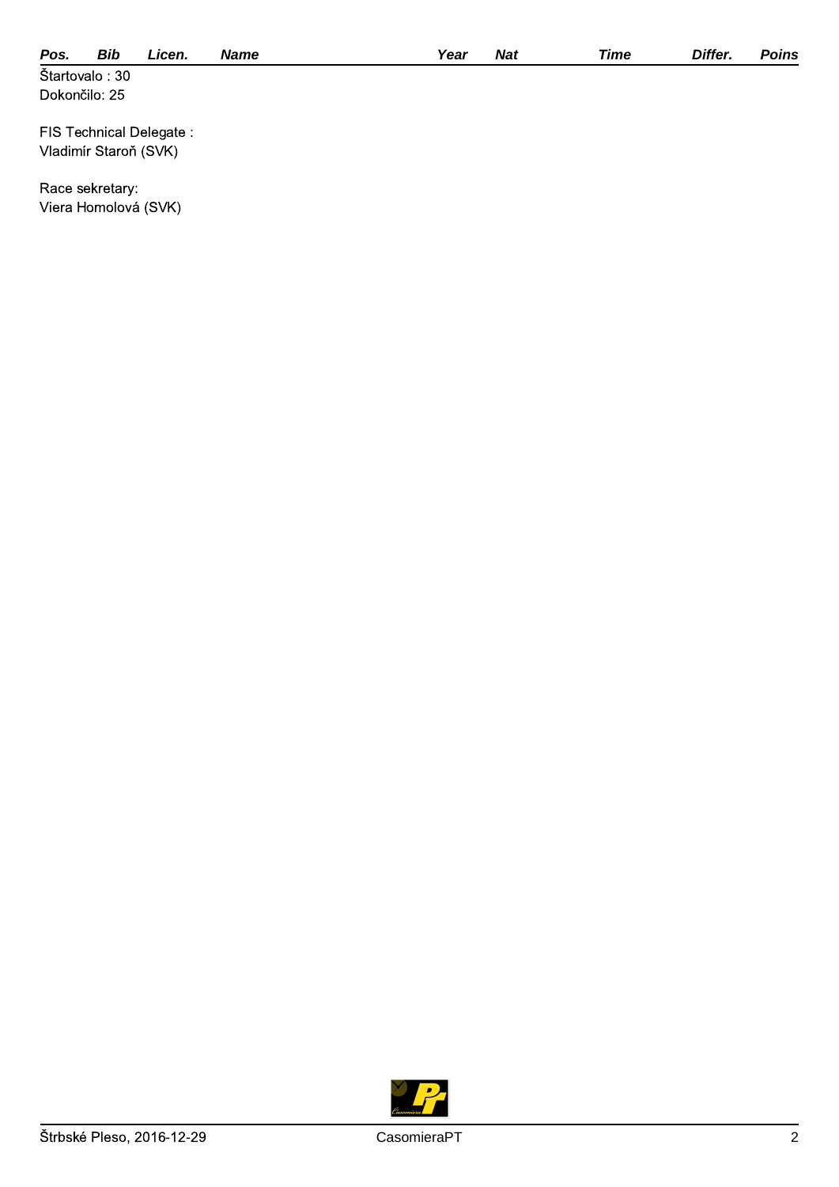| Pos. | Bib | Licen. | Name | Year | Nat | Time | Differ. | Poins |
|---|---|---|---|---|---|---|---|---|

Štartovalo : 30
Dokončilo: 25

FIS Technical Delegate :
Vladimír Staroň (SVK)

Race sekretary:
Viera Homolová (SVK)